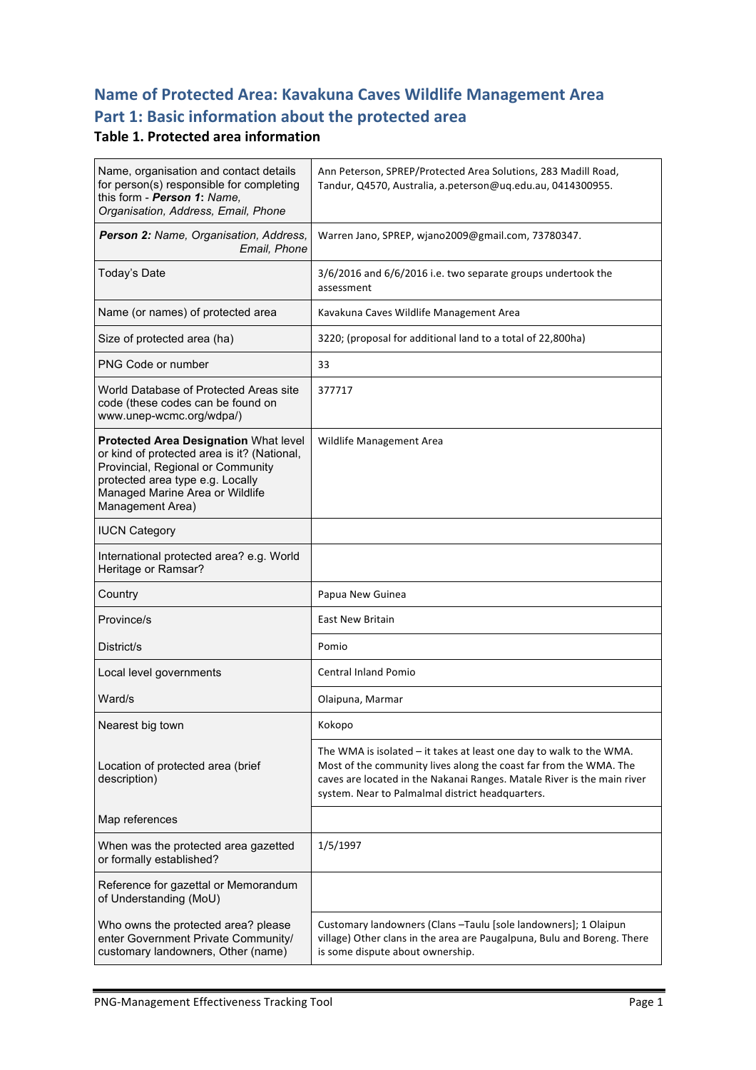# Name of Protected Area: Kavakuna Caves Wildlife Management Area

## Part 1: Basic information about the protected area

### Table 1. Protected area information

| | |
|---|---|
| Name, organisation and contact details for person(s) responsible for completing this form - ***Person 1:*** *Name, Organisation, Address, Email, Phone* | Ann Peterson, SPREP/Protected Area Solutions, 283 Madill Road, Tandur, Q4570, Australia, a.peterson@uq.edu.au, 0414300955. |
| ***Person 2:*** *Name, Organisation, Address, Email, Phone* | Warren Jano, SPREP, wjano2009@gmail.com, 73780347. |
| Today's Date | 3/6/2016 and 6/6/2016 i.e. two separate groups undertook the assessment |
| Name (or names) of protected area | Kavakuna Caves Wildlife Management Area |
| Size of protected area (ha) | 3220; (proposal for additional land to a total of 22,800ha) |
| PNG Code or number | 33 |
| World Database of Protected Areas site code (these codes can be found on www.unep-wcmc.org/wdpa/) | 377717 |
| **Protected Area Designation** What level or kind of protected area is it? (National, Provincial, Regional or Community protected area type e.g. Locally Managed Marine Area or Wildlife Management Area) | Wildlife Management Area |
| IUCN Category | |
| International protected area? e.g. World Heritage or Ramsar? | |
| Country | Papua New Guinea |
| Province/s | East New Britain |
| District/s | Pomio |
| Local level governments | Central Inland Pomio |
| Ward/s | Olaipuna, Marmar |
| Nearest big town | Kokopo |
| Location of protected area (brief description) | The WMA is isolated – it takes at least one day to walk to the WMA. Most of the community lives along the coast far from the WMA. The caves are located in the Nakanai Ranges. Matale River is the main river system. Near to Palmalmal district headquarters. |
| Map references | |
| When was the protected area gazetted or formally established? | 1/5/1997 |
| Reference for gazettal or Memorandum of Understanding (MoU) | |
| Who owns the protected area? please enter Government Private Community/ customary landowners, Other (name) | Customary landowners (Clans –Taulu [sole landowners]; 1 Olaipun village) Other clans in the area are Paugalpuna, Bulu and Boreng. There is some dispute about ownership. |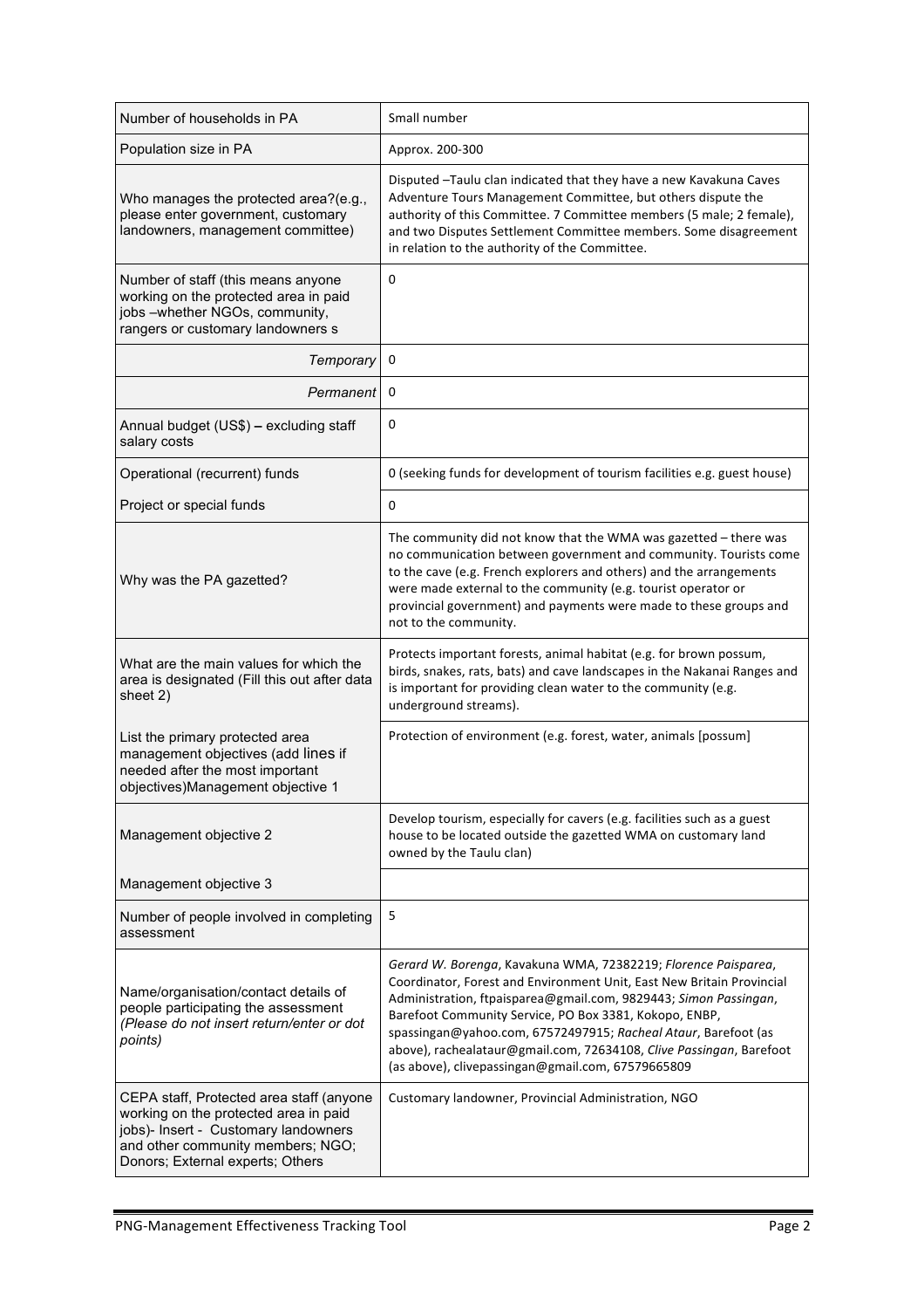| Number of households in PA | Small number |
|---|---|
| Population size in PA | Approx. 200-300 |
| Who manages the protected area?(e.g., please enter government, customary landowners, management committee) | Disputed –Taulu clan indicated that they have a new Kavakuna Caves Adventure Tours Management Committee, but others dispute the authority of this Committee. 7 Committee members (5 male; 2 female), and two Disputes Settlement Committee members. Some disagreement in relation to the authority of the Committee. |
| Number of staff (this means anyone working on the protected area in paid jobs –whether NGOs, community, rangers or customary landowners s | 0 |
| *Temporary* | 0 |
| *Permanent* | 0 |
| Annual budget (US$) – excluding staff salary costs | 0 |
| Operational (recurrent) funds | 0 (seeking funds for development of tourism facilities e.g. guest house) |
| Project or special funds | 0 |
| Why was the PA gazetted? | The community did not know that the WMA was gazetted – there was no communication between government and community. Tourists come to the cave (e.g. French explorers and others) and the arrangements were made external to the community (e.g. tourist operator or provincial government) and payments were made to these groups and not to the community. |
| What are the main values for which the area is designated (Fill this out after data sheet 2) | Protects important forests, animal habitat (e.g. for brown possum, birds, snakes, rats, bats) and cave landscapes in the Nakanai Ranges and is important for providing clean water to the community (e.g. underground streams). |
| List the primary protected area management objectives (add lines if needed after the most important objectives)Management objective 1 | Protection of environment (e.g. forest, water, animals [possum] |
| Management objective 2 | Develop tourism, especially for cavers (e.g. facilities such as a guest house to be located outside the gazetted WMA on customary land owned by the Taulu clan) |
| Management objective 3 | |
| Number of people involved in completing assessment | 5 |
| Name/organisation/contact details of people participating the assessment *(Please do not insert return/enter or dot points)* | *Gerard W. Borenga*, Kavakuna WMA, 72382219; *Florence Paisparea*, Coordinator, Forest and Environment Unit, East New Britain Provincial Administration, ftpaisparea@gmail.com, 9829443; *Simon Passingan*, Barefoot Community Service, PO Box 3381, Kokopo, ENBP, spassingan@yahoo.com, 67572497915; *Racheal Ataur*, Barefoot (as above), rachealataur@gmail.com, 72634108, *Clive Passingan*, Barefoot (as above), clivepassingan@gmail.com, 67579665809 |
| CEPA staff, Protected area staff (anyone working on the protected area in paid jobs)- Insert - Customary landowners and other community members; NGO; Donors; External experts; Others | Customary landowner, Provincial Administration, NGO |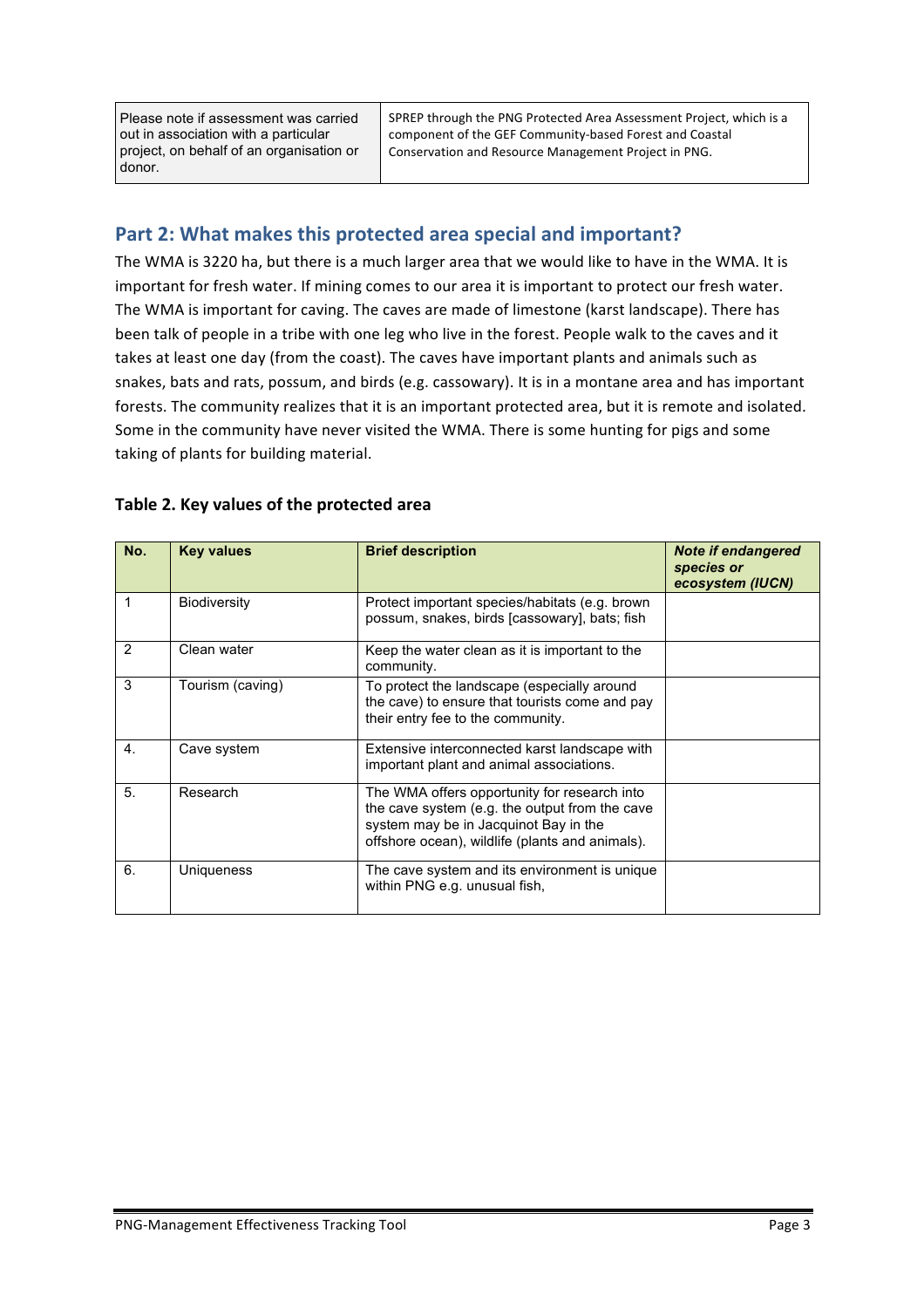| Please note if assessment was carried out in association with a particular project, on behalf of an organisation or donor. | SPREP through the PNG Protected Area Assessment Project, which is a component of the GEF Community-based Forest and Coastal Conservation and Resource Management Project in PNG. |
|---|---|

## Part 2: What makes this protected area special and important?

The WMA is 3220 ha, but there is a much larger area that we would like to have in the WMA. It is important for fresh water. If mining comes to our area it is important to protect our fresh water. The WMA is important for caving. The caves are made of limestone (karst landscape). There has been talk of people in a tribe with one leg who live in the forest. People walk to the caves and it takes at least one day (from the coast). The caves have important plants and animals such as snakes, bats and rats, possum, and birds (e.g. cassowary). It is in a montane area and has important forests. The community realizes that it is an important protected area, but it is remote and isolated. Some in the community have never visited the WMA. There is some hunting for pigs and some taking of plants for building material.

### Table 2. Key values of the protected area

| No. | Key values | Brief description | *Note if endangered species or ecosystem (IUCN)* |
|---|---|---|---|
| 1 | Biodiversity | Protect important species/habitats (e.g. brown possum, snakes, birds [cassowary], bats; fish | |
| 2 | Clean water | Keep the water clean as it is important to the community. | |
| 3 | Tourism (caving) | To protect the landscape (especially around the cave) to ensure that tourists come and pay their entry fee to the community. | |
| 4. | Cave system | Extensive interconnected karst landscape with important plant and animal associations. | |
| 5. | Research | The WMA offers opportunity for research into the cave system (e.g. the output from the cave system may be in Jacquinot Bay in the offshore ocean), wildlife (plants and animals). | |
| 6. | Uniqueness | The cave system and its environment is unique within PNG e.g. unusual fish, | |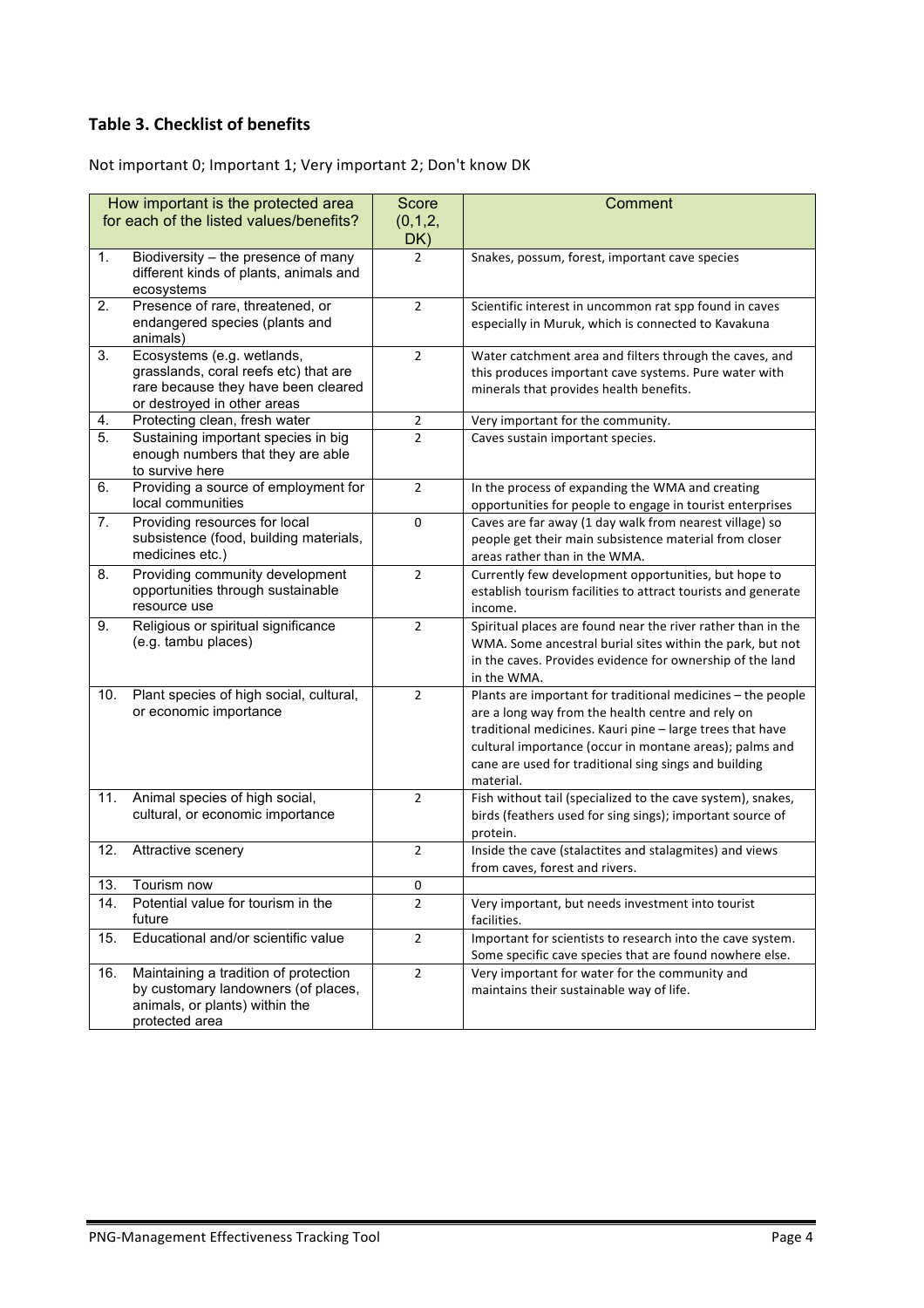### Table 3. Checklist of benefits

Not important 0; Important 1; Very important 2; Don't know DK

| How important is the protected area for each of the listed values/benefits? | | Score (0,1,2, DK) | Comment |
|---|---|---|---|
| 1. | Biodiversity – the presence of many different kinds of plants, animals and ecosystems | 2 | Snakes, possum, forest, important cave species |
| 2. | Presence of rare, threatened, or endangered species (plants and animals) | 2 | Scientific interest in uncommon rat spp found in caves especially in Muruk, which is connected to Kavakuna |
| 3. | Ecosystems (e.g. wetlands, grasslands, coral reefs etc) that are rare because they have been cleared or destroyed in other areas | 2 | Water catchment area and filters through the caves, and this produces important cave systems. Pure water with minerals that provides health benefits. |
| 4. | Protecting clean, fresh water | 2 | Very important for the community. |
| 5. | Sustaining important species in big enough numbers that they are able to survive here | 2 | Caves sustain important species. |
| 6. | Providing a source of employment for local communities | 2 | In the process of expanding the WMA and creating opportunities for people to engage in tourist enterprises |
| 7. | Providing resources for local subsistence (food, building materials, medicines etc.) | 0 | Caves are far away (1 day walk from nearest village) so people get their main subsistence material from closer areas rather than in the WMA. |
| 8. | Providing community development opportunities through sustainable resource use | 2 | Currently few development opportunities, but hope to establish tourism facilities to attract tourists and generate income. |
| 9. | Religious or spiritual significance (e.g. tambu places) | 2 | Spiritual places are found near the river rather than in the WMA. Some ancestral burial sites within the park, but not in the caves. Provides evidence for ownership of the land in the WMA. |
| 10. | Plant species of high social, cultural, or economic importance | 2 | Plants are important for traditional medicines – the people are a long way from the health centre and rely on traditional medicines. Kauri pine – large trees that have cultural importance (occur in montane areas); palms and cane are used for traditional sing sings and building material. |
| 11. | Animal species of high social, cultural, or economic importance | 2 | Fish without tail (specialized to the cave system), snakes, birds (feathers used for sing sings); important source of protein. |
| 12. | Attractive scenery | 2 | Inside the cave (stalactites and stalagmites) and views from caves, forest and rivers. |
| 13. | Tourism now | 0 | |
| 14. | Potential value for tourism in the future | 2 | Very important, but needs investment into tourist facilities. |
| 15. | Educational and/or scientific value | 2 | Important for scientists to research into the cave system. Some specific cave species that are found nowhere else. |
| 16. | Maintaining a tradition of protection by customary landowners (of places, animals, or plants) within the protected area | 2 | Very important for water for the community and maintains their sustainable way of life. |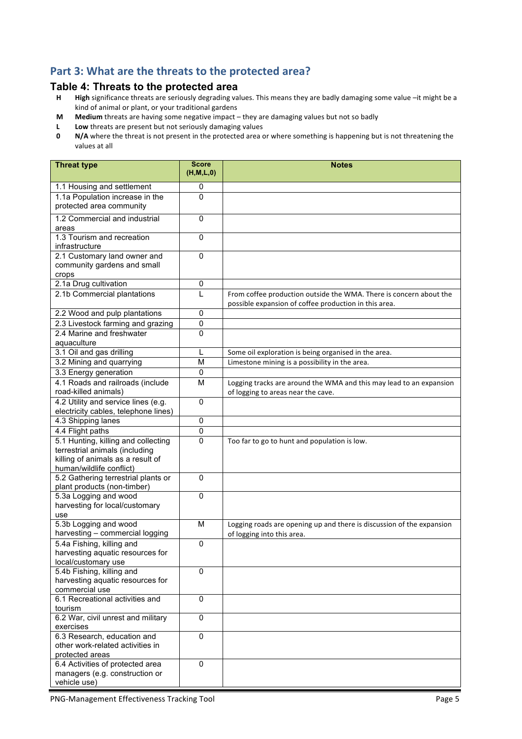## Part 3: What are the threats to the protected area?

### Table 4: Threats to the protected area

- **H** **High** significance threats are seriously degrading values. This means they are badly damaging some value –it might be a kind of animal or plant, or your traditional gardens
- **M** **Medium** threats are having some negative impact – they are damaging values but not so badly
- **L** **Low** threats are present but not seriously damaging values
- **0** **N/A** where the threat is not present in the protected area or where something is happening but is not threatening the values at all

| Threat type | Score (H,M,L,0) | Notes |
|---|---|---|
| 1.1 Housing and settlement | 0 | |
| 1.1a Population increase in the protected area community | 0 | |
| 1.2 Commercial and industrial areas | 0 | |
| 1.3 Tourism and recreation infrastructure | 0 | |
| 2.1 Customary land owner and community gardens and small crops | 0 | |
| 2.1a Drug cultivation | 0 | |
| 2.1b Commercial plantations | L | From coffee production outside the WMA. There is concern about the possible expansion of coffee production in this area. |
| 2.2 Wood and pulp plantations | 0 | |
| 2.3 Livestock farming and grazing | 0 | |
| 2.4 Marine and freshwater aquaculture | 0 | |
| 3.1 Oil and gas drilling | L | Some oil exploration is being organised in the area. |
| 3.2 Mining and quarrying | M | Limestone mining is a possibility in the area. |
| 3.3 Energy generation | 0 | |
| 4.1 Roads and railroads (include road-killed animals) | M | Logging tracks are around the WMA and this may lead to an expansion of logging to areas near the cave. |
| 4.2 Utility and service lines (e.g. electricity cables, telephone lines) | 0 | |
| 4.3 Shipping lanes | 0 | |
| 4.4 Flight paths | 0 | |
| 5.1 Hunting, killing and collecting terrestrial animals (including killing of animals as a result of human/wildlife conflict) | 0 | Too far to go to hunt and population is low. |
| 5.2 Gathering terrestrial plants or plant products (non-timber) | 0 | |
| 5.3a Logging and wood harvesting for local/customary use | 0 | |
| 5.3b Logging and wood harvesting – commercial logging | M | Logging roads are opening up and there is discussion of the expansion of logging into this area. |
| 5.4a Fishing, killing and harvesting aquatic resources for local/customary use | 0 | |
| 5.4b Fishing, killing and harvesting aquatic resources for commercial use | 0 | |
| 6.1 Recreational activities and tourism | 0 | |
| 6.2 War, civil unrest and military exercises | 0 | |
| 6.3 Research, education and other work-related activities in protected areas | 0 | |
| 6.4 Activities of protected area managers (e.g. construction or vehicle use) | 0 | |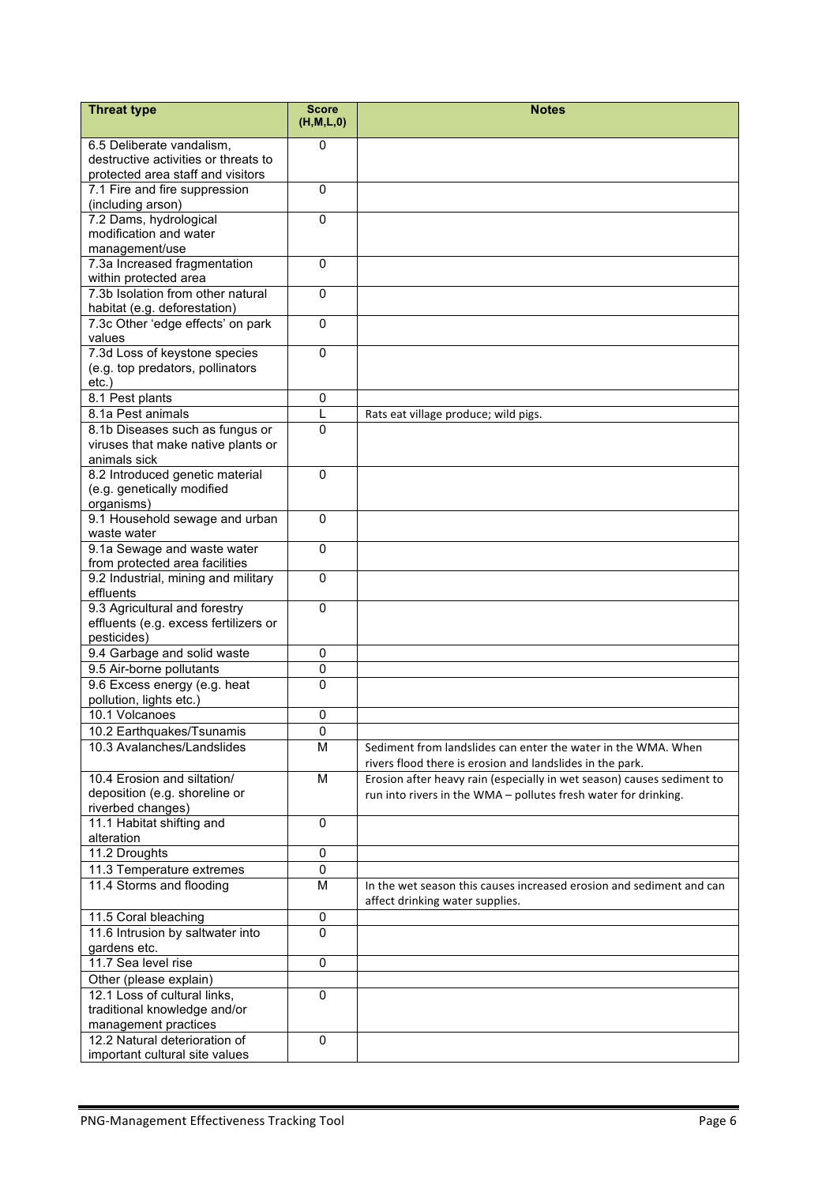| Threat type | Score (H,M,L,0) | Notes |
|---|---|---|
| 6.5 Deliberate vandalism, destructive activities or threats to protected area staff and visitors | 0 | |
| 7.1 Fire and fire suppression (including arson) | 0 | |
| 7.2 Dams, hydrological modification and water management/use | 0 | |
| 7.3a Increased fragmentation within protected area | 0 | |
| 7.3b Isolation from other natural habitat (e.g. deforestation) | 0 | |
| 7.3c Other 'edge effects' on park values | 0 | |
| 7.3d Loss of keystone species (e.g. top predators, pollinators etc.) | 0 | |
| 8.1 Pest plants | 0 | |
| 8.1a Pest animals | L | Rats eat village produce; wild pigs. |
| 8.1b Diseases such as fungus or viruses that make native plants or animals sick | 0 | |
| 8.2 Introduced genetic material (e.g. genetically modified organisms) | 0 | |
| 9.1 Household sewage and urban waste water | 0 | |
| 9.1a Sewage and waste water from protected area facilities | 0 | |
| 9.2 Industrial, mining and military effluents | 0 | |
| 9.3 Agricultural and forestry effluents (e.g. excess fertilizers or pesticides) | 0 | |
| 9.4 Garbage and solid waste | 0 | |
| 9.5 Air-borne pollutants | 0 | |
| 9.6 Excess energy (e.g. heat pollution, lights etc.) | 0 | |
| 10.1 Volcanoes | 0 | |
| 10.2 Earthquakes/Tsunamis | 0 | |
| 10.3 Avalanches/Landslides | M | Sediment from landslides can enter the water in the WMA. When rivers flood there is erosion and landslides in the park. |
| 10.4 Erosion and siltation/ deposition (e.g. shoreline or riverbed changes) | M | Erosion after heavy rain (especially in wet season) causes sediment to run into rivers in the WMA – pollutes fresh water for drinking. |
| 11.1 Habitat shifting and alteration | 0 | |
| 11.2 Droughts | 0 | |
| 11.3 Temperature extremes | 0 | |
| 11.4 Storms and flooding | M | In the wet season this causes increased erosion and sediment and can affect drinking water supplies. |
| 11.5 Coral bleaching | 0 | |
| 11.6 Intrusion by saltwater into gardens etc. | 0 | |
| 11.7 Sea level rise | 0 | |
| Other (please explain) | | |
| 12.1 Loss of cultural links, traditional knowledge and/or management practices | 0 | |
| 12.2 Natural deterioration of important cultural site values | 0 | |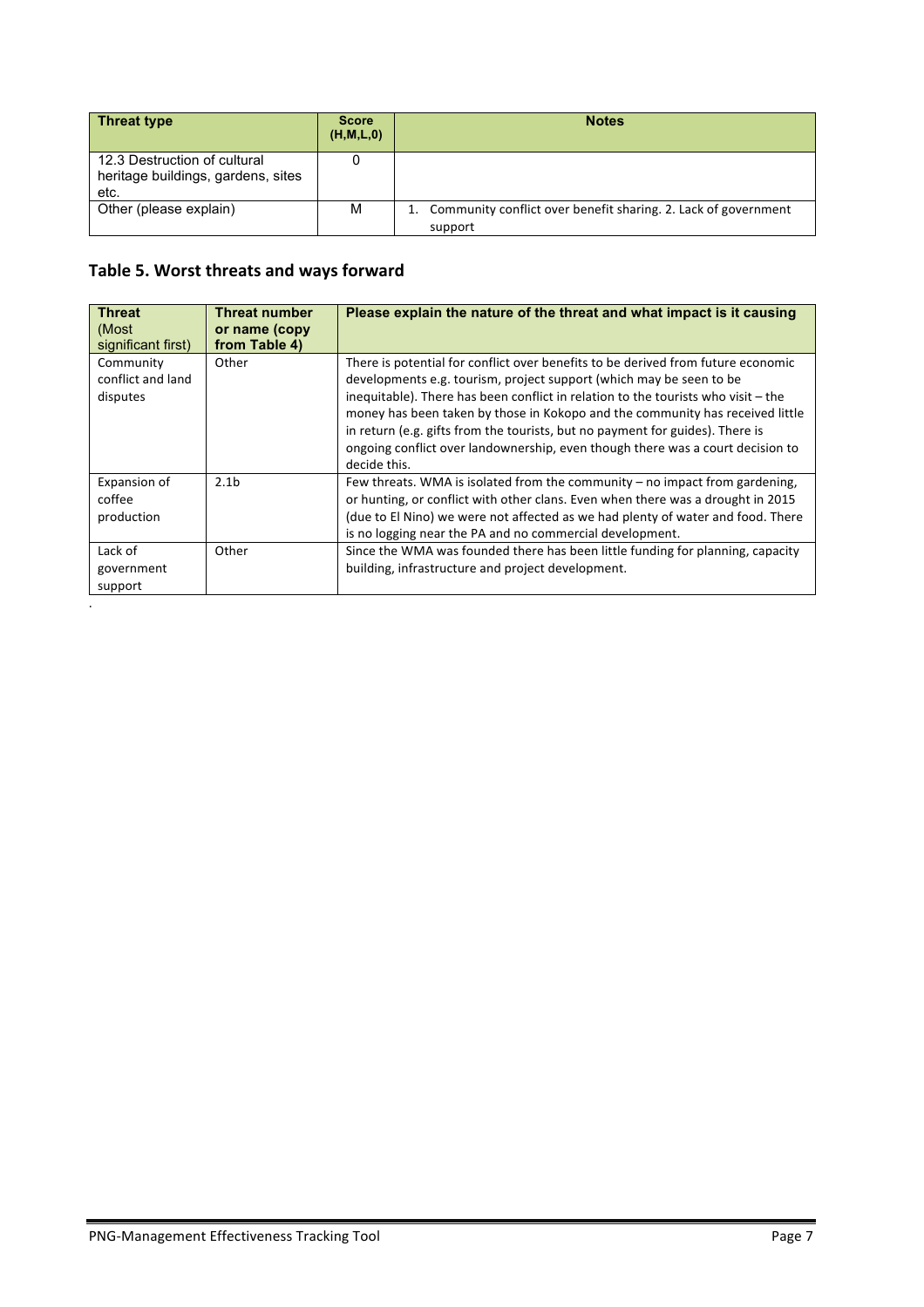| Threat type | Score (H,M,L,0) | Notes |
| --- | --- | --- |
| 12.3 Destruction of cultural heritage buildings, gardens, sites etc. | 0 | |
| Other (please explain) | M | 1. Community conflict over benefit sharing. 2. Lack of government support |

## Table 5. Worst threats and ways forward

| Threat (Most significant first) | Threat number or name (copy from Table 4) | Please explain the nature of the threat and what impact is it causing |
| --- | --- | --- |
| Community conflict and land disputes | Other | There is potential for conflict over benefits to be derived from future economic developments e.g. tourism, project support (which may be seen to be inequitable). There has been conflict in relation to the tourists who visit – the money has been taken by those in Kokopo and the community has received little in return (e.g. gifts from the tourists, but no payment for guides). There is ongoing conflict over landownership, even though there was a court decision to decide this. |
| Expansion of coffee production | 2.1b | Few threats. WMA is isolated from the community – no impact from gardening, or hunting, or conflict with other clans. Even when there was a drought in 2015 (due to El Nino) we were not affected as we had plenty of water and food. There is no logging near the PA and no commercial development. |
| Lack of government support | Other | Since the WMA was founded there has been little funding for planning, capacity building, infrastructure and project development. |

.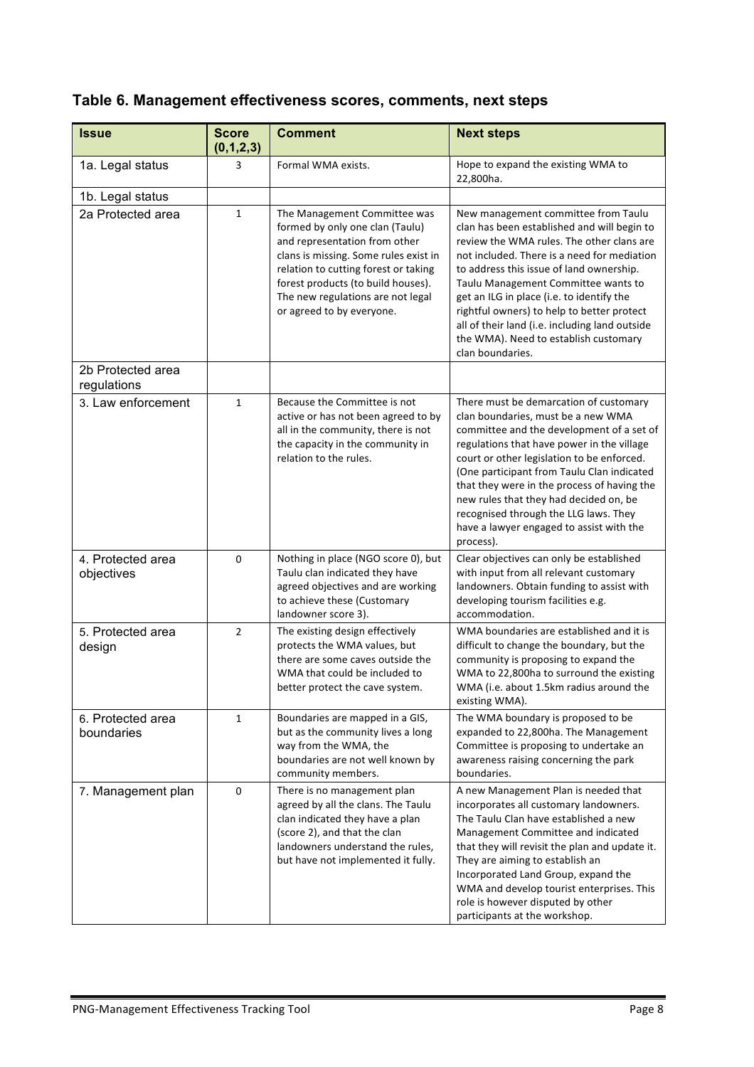## Table 6. Management effectiveness scores, comments, next steps

| Issue | Score (0,1,2,3) | Comment | Next steps |
|---|---|---|---|
| 1a. Legal status | 3 | Formal WMA exists. | Hope to expand the existing WMA to 22,800ha. |
| 1b. Legal status | | | |
| 2a Protected area | 1 | The Management Committee was formed by only one clan (Taulu) and representation from other clans is missing. Some rules exist in relation to cutting forest or taking forest products (to build houses). The new regulations are not legal or agreed to by everyone. | New management committee from Taulu clan has been established and will begin to review the WMA rules. The other clans are not included. There is a need for mediation to address this issue of land ownership. Taulu Management Committee wants to get an ILG in place (i.e. to identify the rightful owners) to help to better protect all of their land (i.e. including land outside the WMA). Need to establish customary clan boundaries. |
| 2b Protected area regulations | | | |
| 3. Law enforcement | 1 | Because the Committee is not active or has not been agreed to by all in the community, there is not the capacity in the community in relation to the rules. | There must be demarcation of customary clan boundaries, must be a new WMA committee and the development of a set of regulations that have power in the village court or other legislation to be enforced. (One participant from Taulu Clan indicated that they were in the process of having the new rules that they had decided on, be recognised through the LLG laws. They have a lawyer engaged to assist with the process). |
| 4. Protected area objectives | 0 | Nothing in place (NGO score 0), but Taulu clan indicated they have agreed objectives and are working to achieve these (Customary landowner score 3). | Clear objectives can only be established with input from all relevant customary landowners. Obtain funding to assist with developing tourism facilities e.g. accommodation. |
| 5. Protected area design | 2 | The existing design effectively protects the WMA values, but there are some caves outside the WMA that could be included to better protect the cave system. | WMA boundaries are established and it is difficult to change the boundary, but the community is proposing to expand the WMA to 22,800ha to surround the existing WMA (i.e. about 1.5km radius around the existing WMA). |
| 6. Protected area boundaries | 1 | Boundaries are mapped in a GIS, but as the community lives a long way from the WMA, the boundaries are not well known by community members. | The WMA boundary is proposed to be expanded to 22,800ha. The Management Committee is proposing to undertake an awareness raising concerning the park boundaries. |
| 7. Management plan | 0 | There is no management plan agreed by all the clans. The Taulu clan indicated they have a plan (score 2), and that the clan landowners understand the rules, but have not implemented it fully. | A new Management Plan is needed that incorporates all customary landowners. The Taulu Clan have established a new Management Committee and indicated that they will revisit the plan and update it. They are aiming to establish an Incorporated Land Group, expand the WMA and develop tourist enterprises. This role is however disputed by other participants at the workshop. |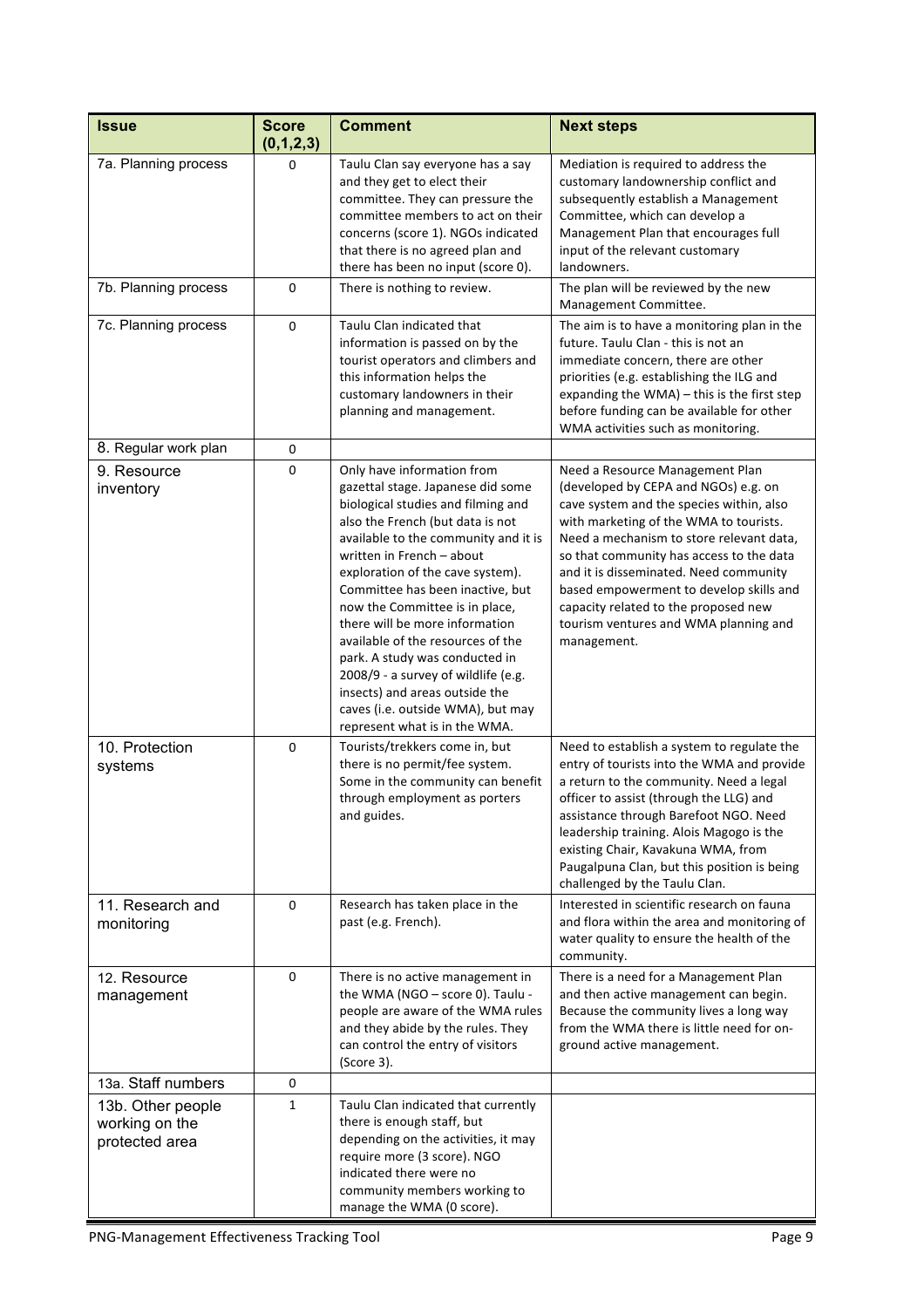| Issue | Score (0,1,2,3) | Comment | Next steps |
|---|---|---|---|
| 7a. Planning process | 0 | Taulu Clan say everyone has a say and they get to elect their committee. They can pressure the committee members to act on their concerns (score 1). NGOs indicated that there is no agreed plan and there has been no input (score 0). | Mediation is required to address the customary landownership conflict and subsequently establish a Management Committee, which can develop a Management Plan that encourages full input of the relevant customary landowners. |
| 7b. Planning process | 0 | There is nothing to review. | The plan will be reviewed by the new Management Committee. |
| 7c. Planning process | 0 | Taulu Clan indicated that information is passed on by the tourist operators and climbers and this information helps the customary landowners in their planning and management. | The aim is to have a monitoring plan in the future. Taulu Clan - this is not an immediate concern, there are other priorities (e.g. establishing the ILG and expanding the WMA) – this is the first step before funding can be available for other WMA activities such as monitoring. |
| 8. Regular work plan | 0 | | |
| 9. Resource inventory | 0 | Only have information from gazettal stage. Japanese did some biological studies and filming and also the French (but data is not available to the community and it is written in French – about exploration of the cave system). Committee has been inactive, but now the Committee is in place, there will be more information available of the resources of the park. A study was conducted in 2008/9 - a survey of wildlife (e.g. insects) and areas outside the caves (i.e. outside WMA), but may represent what is in the WMA. | Need a Resource Management Plan (developed by CEPA and NGOs) e.g. on cave system and the species within, also with marketing of the WMA to tourists. Need a mechanism to store relevant data, so that community has access to the data and it is disseminated. Need community based empowerment to develop skills and capacity related to the proposed new tourism ventures and WMA planning and management. |
| 10. Protection systems | 0 | Tourists/trekkers come in, but there is no permit/fee system. Some in the community can benefit through employment as porters and guides. | Need to establish a system to regulate the entry of tourists into the WMA and provide a return to the community. Need a legal officer to assist (through the LLG) and assistance through Barefoot NGO. Need leadership training. Alois Magogo is the existing Chair, Kavakuna WMA, from Paugalpuna Clan, but this position is being challenged by the Taulu Clan. |
| 11. Research and monitoring | 0 | Research has taken place in the past (e.g. French). | Interested in scientific research on fauna and flora within the area and monitoring of water quality to ensure the health of the community. |
| 12. Resource management | 0 | There is no active management in the WMA (NGO – score 0). Taulu - people are aware of the WMA rules and they abide by the rules. They can control the entry of visitors (Score 3). | There is a need for a Management Plan and then active management can begin. Because the community lives a long way from the WMA there is little need for on-ground active management. |
| 13a. Staff numbers | 0 | | |
| 13b. Other people working on the protected area | 1 | Taulu Clan indicated that currently there is enough staff, but depending on the activities, it may require more (3 score). NGO indicated there were no community members working to manage the WMA (0 score). | |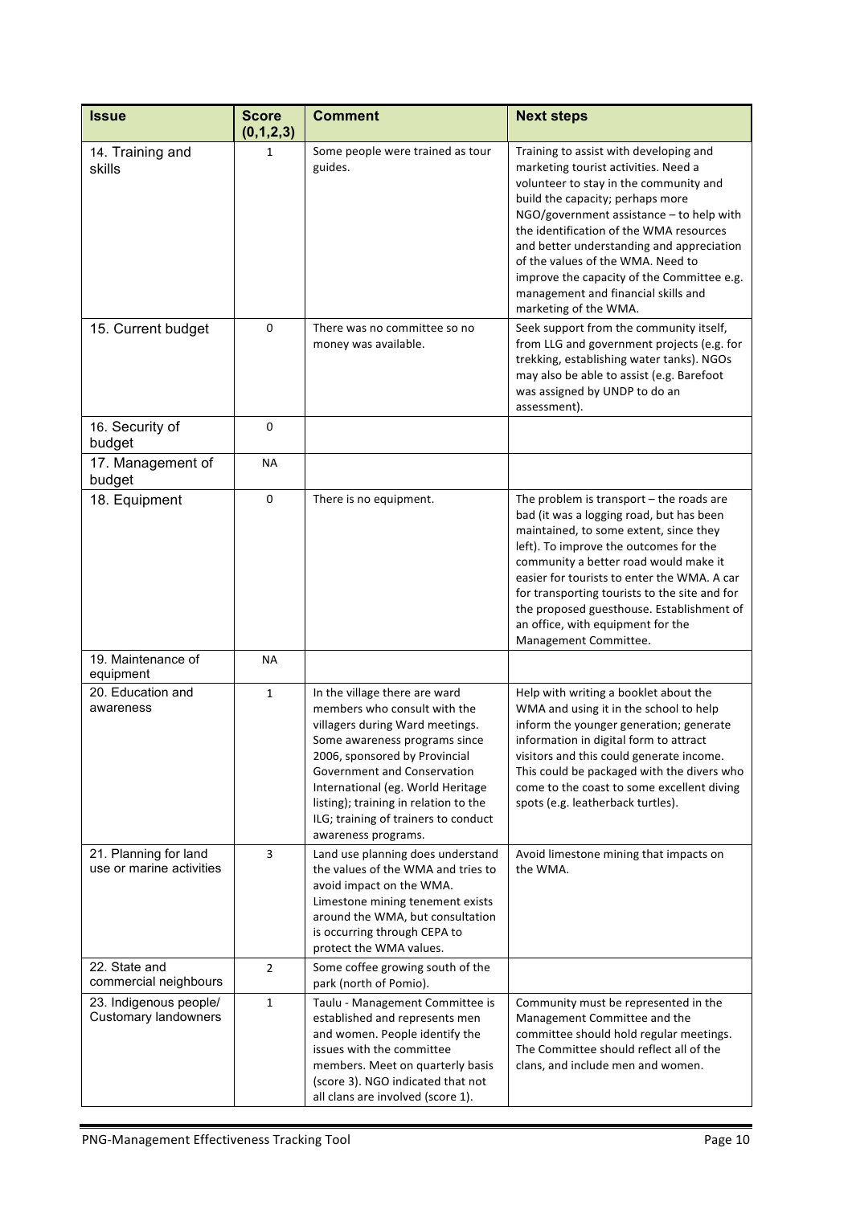| Issue | Score (0,1,2,3) | Comment | Next steps |
|---|---|---|---|
| 14. Training and skills | 1 | Some people were trained as tour guides. | Training to assist with developing and marketing tourist activities. Need a volunteer to stay in the community and build the capacity; perhaps more NGO/government assistance – to help with the identification of the WMA resources and better understanding and appreciation of the values of the WMA. Need to improve the capacity of the Committee e.g. management and financial skills and marketing of the WMA. |
| 15. Current budget | 0 | There was no committee so no money was available. | Seek support from the community itself, from LLG and government projects (e.g. for trekking, establishing water tanks). NGOs may also be able to assist (e.g. Barefoot was assigned by UNDP to do an assessment). |
| 16. Security of budget | 0 | | |
| 17. Management of budget | NA | | |
| 18. Equipment | 0 | There is no equipment. | The problem is transport – the roads are bad (it was a logging road, but has been maintained, to some extent, since they left). To improve the outcomes for the community a better road would make it easier for tourists to enter the WMA. A car for transporting tourists to the site and for the proposed guesthouse. Establishment of an office, with equipment for the Management Committee. |
| 19. Maintenance of equipment | NA | | |
| 20. Education and awareness | 1 | In the village there are ward members who consult with the villagers during Ward meetings. Some awareness programs since 2006, sponsored by Provincial Government and Conservation International (eg. World Heritage listing); training in relation to the ILG; training of trainers to conduct awareness programs. | Help with writing a booklet about the WMA and using it in the school to help inform the younger generation; generate information in digital form to attract visitors and this could generate income. This could be packaged with the divers who come to the coast to some excellent diving spots (e.g. leatherback turtles). |
| 21. Planning for land use or marine activities | 3 | Land use planning does understand the values of the WMA and tries to avoid impact on the WMA. Limestone mining tenement exists around the WMA, but consultation is occurring through CEPA to protect the WMA values. | Avoid limestone mining that impacts on the WMA. |
| 22. State and commercial neighbours | 2 | Some coffee growing south of the park (north of Pomio). | |
| 23. Indigenous people/ Customary landowners | 1 | Taulu - Management Committee is established and represents men and women. People identify the issues with the committee members. Meet on quarterly basis (score 3). NGO indicated that not all clans are involved (score 1). | Community must be represented in the Management Committee and the committee should hold regular meetings. The Committee should reflect all of the clans, and include men and women. |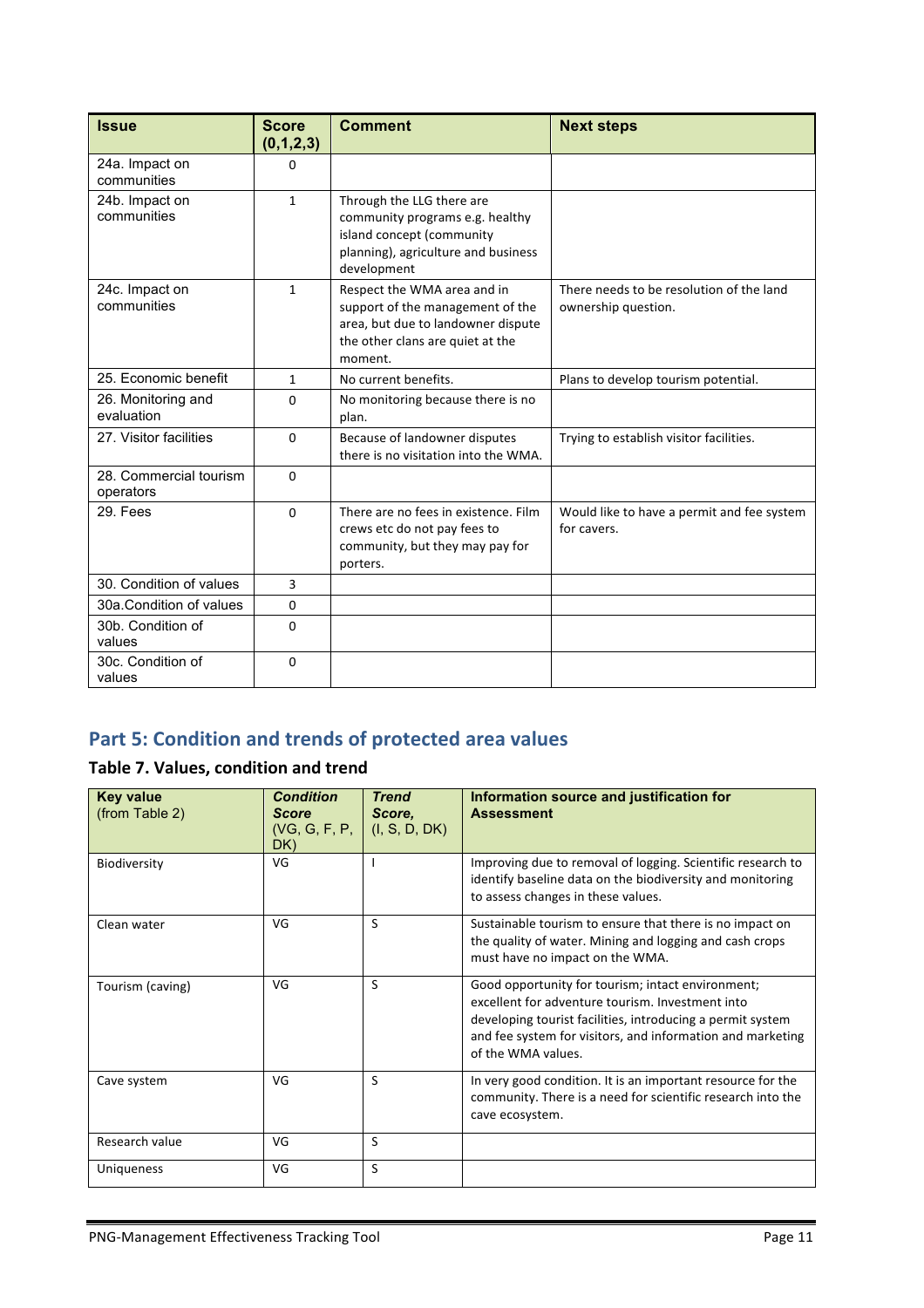| Issue | Score (0,1,2,3) | Comment | Next steps |
|---|---|---|---|
| 24a. Impact on communities | 0 | | |
| 24b. Impact on communities | 1 | Through the LLG there are community programs e.g. healthy island concept (community planning), agriculture and business development | |
| 24c. Impact on communities | 1 | Respect the WMA area and in support of the management of the area, but due to landowner dispute the other clans are quiet at the moment. | There needs to be resolution of the land ownership question. |
| 25. Economic benefit | 1 | No current benefits. | Plans to develop tourism potential. |
| 26. Monitoring and evaluation | 0 | No monitoring because there is no plan. | |
| 27. Visitor facilities | 0 | Because of landowner disputes there is no visitation into the WMA. | Trying to establish visitor facilities. |
| 28. Commercial tourism operators | 0 | | |
| 29. Fees | 0 | There are no fees in existence. Film crews etc do not pay fees to community, but they may pay for porters. | Would like to have a permit and fee system for cavers. |
| 30. Condition of values | 3 | | |
| 30a.Condition of values | 0 | | |
| 30b. Condition of values | 0 | | |
| 30c. Condition of values | 0 | | |

## Part 5: Condition and trends of protected area values

### Table 7. Values, condition and trend

| Key value (from Table 2) | *Condition Score* (VG, G, F, P, DK) | *Trend Score,* (I, S, D, DK) | Information source and justification for Assessment |
|---|---|---|---|
| Biodiversity | VG | I | Improving due to removal of logging. Scientific research to identify baseline data on the biodiversity and monitoring to assess changes in these values. |
| Clean water | VG | S | Sustainable tourism to ensure that there is no impact on the quality of water. Mining and logging and cash crops must have no impact on the WMA. |
| Tourism (caving) | VG | S | Good opportunity for tourism; intact environment; excellent for adventure tourism. Investment into developing tourist facilities, introducing a permit system and fee system for visitors, and information and marketing of the WMA values. |
| Cave system | VG | S | In very good condition. It is an important resource for the community. There is a need for scientific research into the cave ecosystem. |
| Research value | VG | S | |
| Uniqueness | VG | S | |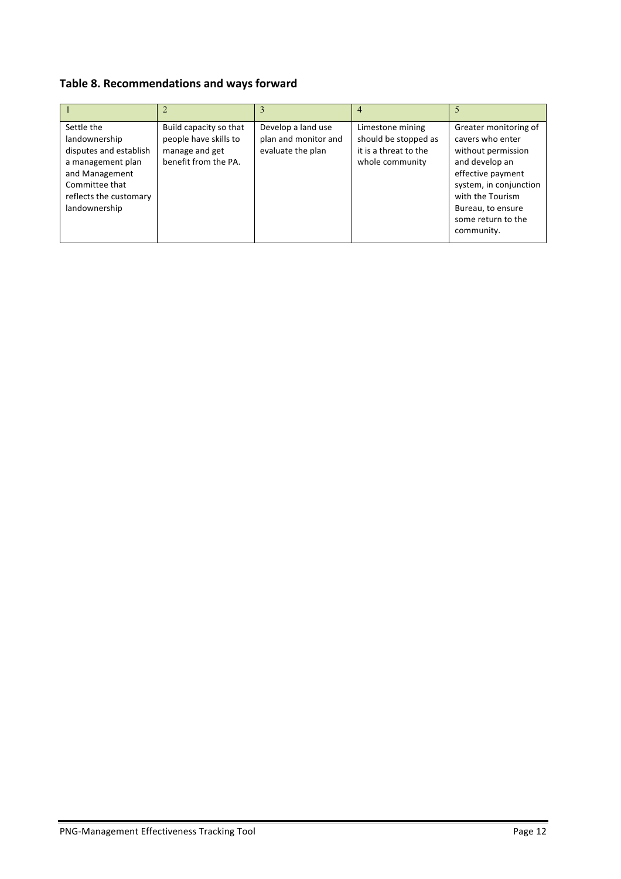## Table 8. Recommendations and ways forward

| 1 | 2 | 3 | 4 | 5 |
|---|---|---|---|---|
| Settle the landownership disputes and establish a management plan and Management Committee that reflects the customary landownership | Build capacity so that people have skills to manage and get benefit from the PA. | Develop a land use plan and monitor and evaluate the plan | Limestone mining should be stopped as it is a threat to the whole community | Greater monitoring of cavers who enter without permission and develop an effective payment system, in conjunction with the Tourism Bureau, to ensure some return to the community. |